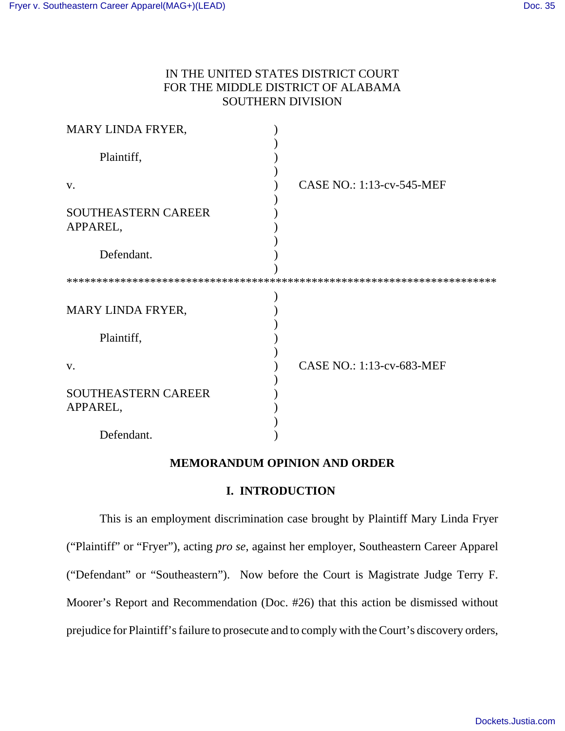IN THE UNITED STATES DISTRICT COURT
FOR THE MIDDLE DISTRICT OF ALABAMA
SOUTHERN DIVISION

MARY LINDA FRYER,

Plaintiff,

v. CASE NO.: 1:13-cv-545-MEF

SOUTHEASTERN CAREER APPAREL,

Defendant.

---

MARY LINDA FRYER,

Plaintiff,

v. CASE NO.: 1:13-cv-683-MEF

SOUTHEASTERN CAREER APPAREL,

Defendant.

**MEMORANDUM OPINION AND ORDER**

## I. INTRODUCTION

This is an employment discrimination case brought by Plaintiff Mary Linda Fryer ("Plaintiff" or "Fryer"), acting *pro se*, against her employer, Southeastern Career Apparel ("Defendant" or "Southeastern"). Now before the Court is Magistrate Judge Terry F. Moorer's Report and Recommendation (Doc. #26) that this action be dismissed without prejudice for Plaintiff's failure to prosecute and to comply with the Court's discovery orders,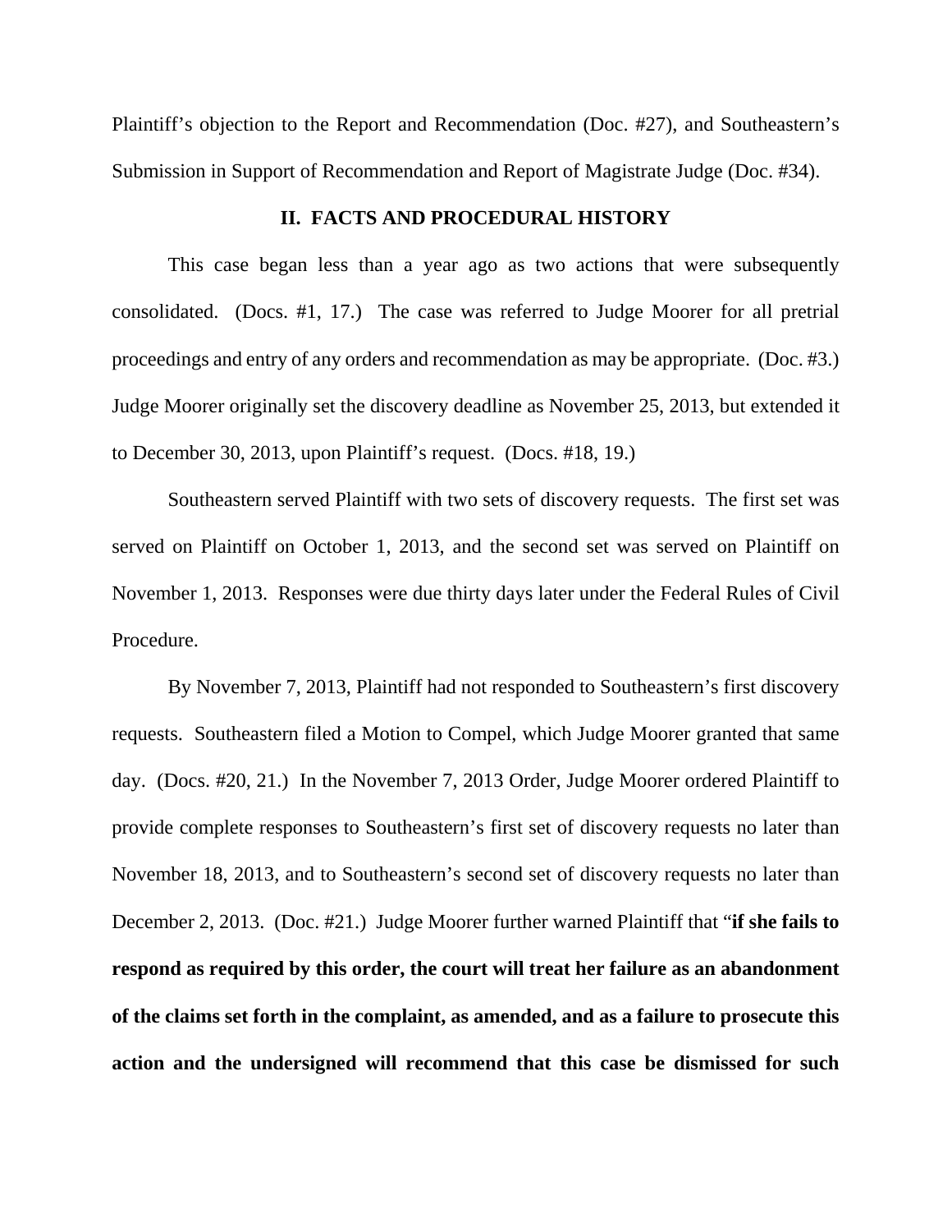Plaintiff's objection to the Report and Recommendation (Doc. #27), and Southeastern's Submission in Support of Recommendation and Report of Magistrate Judge (Doc. #34).

## II. FACTS AND PROCEDURAL HISTORY

This case began less than a year ago as two actions that were subsequently consolidated. (Docs. #1, 17.) The case was referred to Judge Moorer for all pretrial proceedings and entry of any orders and recommendation as may be appropriate. (Doc. #3.) Judge Moorer originally set the discovery deadline as November 25, 2013, but extended it to December 30, 2013, upon Plaintiff's request. (Docs. #18, 19.)

Southeastern served Plaintiff with two sets of discovery requests. The first set was served on Plaintiff on October 1, 2013, and the second set was served on Plaintiff on November 1, 2013. Responses were due thirty days later under the Federal Rules of Civil Procedure.

By November 7, 2013, Plaintiff had not responded to Southeastern's first discovery requests. Southeastern filed a Motion to Compel, which Judge Moorer granted that same day. (Docs. #20, 21.) In the November 7, 2013 Order, Judge Moorer ordered Plaintiff to provide complete responses to Southeastern's first set of discovery requests no later than November 18, 2013, and to Southeastern's second set of discovery requests no later than December 2, 2013. (Doc. #21.) Judge Moorer further warned Plaintiff that "**if she fails to respond as required by this order, the court will treat her failure as an abandonment of the claims set forth in the complaint, as amended, and as a failure to prosecute this action and the undersigned will recommend that this case be dismissed for such**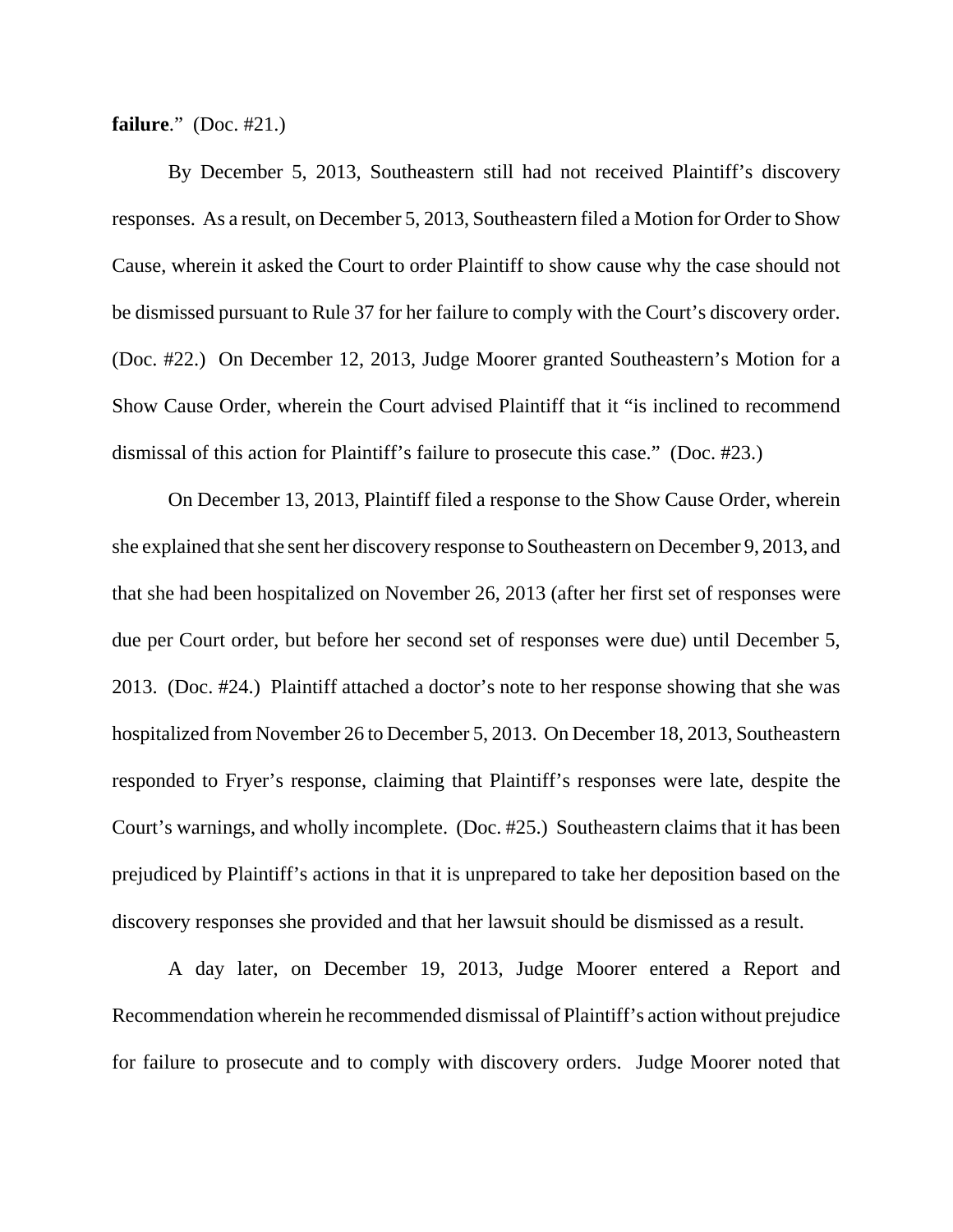**failure**." (Doc. #21.)

By December 5, 2013, Southeastern still had not received Plaintiff's discovery responses. As a result, on December 5, 2013, Southeastern filed a Motion for Order to Show Cause, wherein it asked the Court to order Plaintiff to show cause why the case should not be dismissed pursuant to Rule 37 for her failure to comply with the Court's discovery order. (Doc. #22.) On December 12, 2013, Judge Moorer granted Southeastern's Motion for a Show Cause Order, wherein the Court advised Plaintiff that it "is inclined to recommend dismissal of this action for Plaintiff's failure to prosecute this case." (Doc. #23.)

On December 13, 2013, Plaintiff filed a response to the Show Cause Order, wherein she explained that she sent her discovery response to Southeastern on December 9, 2013, and that she had been hospitalized on November 26, 2013 (after her first set of responses were due per Court order, but before her second set of responses were due) until December 5, 2013. (Doc. #24.) Plaintiff attached a doctor's note to her response showing that she was hospitalized from November 26 to December 5, 2013. On December 18, 2013, Southeastern responded to Fryer's response, claiming that Plaintiff's responses were late, despite the Court's warnings, and wholly incomplete. (Doc. #25.) Southeastern claims that it has been prejudiced by Plaintiff's actions in that it is unprepared to take her deposition based on the discovery responses she provided and that her lawsuit should be dismissed as a result.

A day later, on December 19, 2013, Judge Moorer entered a Report and Recommendation wherein he recommended dismissal of Plaintiff's action without prejudice for failure to prosecute and to comply with discovery orders. Judge Moorer noted that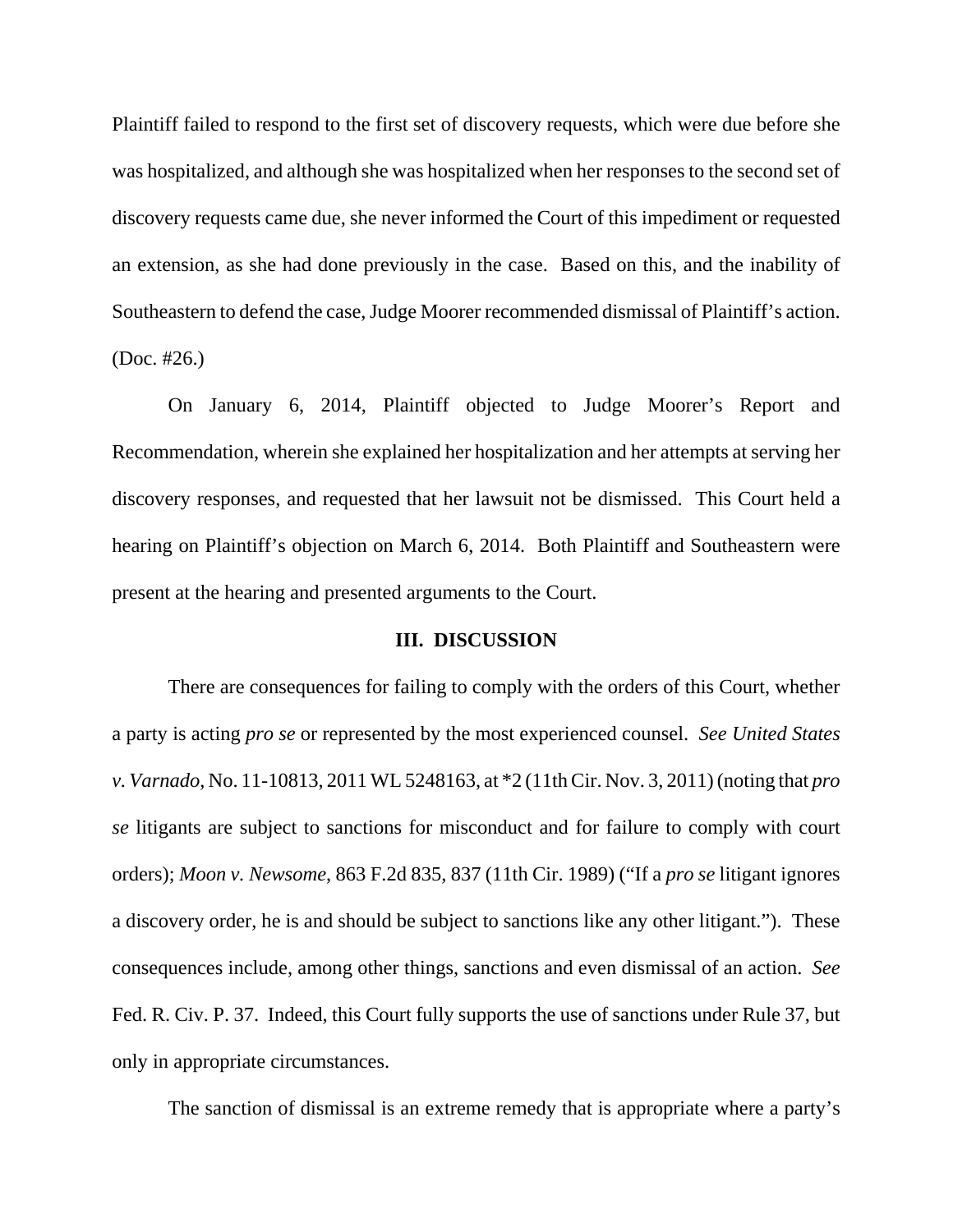Plaintiff failed to respond to the first set of discovery requests, which were due before she was hospitalized, and although she was hospitalized when her responses to the second set of discovery requests came due, she never informed the Court of this impediment or requested an extension, as she had done previously in the case. Based on this, and the inability of Southeastern to defend the case, Judge Moorer recommended dismissal of Plaintiff's action. (Doc. #26.)

On January 6, 2014, Plaintiff objected to Judge Moorer's Report and Recommendation, wherein she explained her hospitalization and her attempts at serving her discovery responses, and requested that her lawsuit not be dismissed. This Court held a hearing on Plaintiff's objection on March 6, 2014. Both Plaintiff and Southeastern were present at the hearing and presented arguments to the Court.

## III. DISCUSSION

There are consequences for failing to comply with the orders of this Court, whether a party is acting *pro se* or represented by the most experienced counsel. *See United States v. Varnado*, No. 11-10813, 2011 WL 5248163, at *2 (11th Cir. Nov. 3, 2011) (noting that *pro se* litigants are subject to sanctions for misconduct and for failure to comply with court orders); *Moon v. Newsome*, 863 F.2d 835, 837 (11th Cir. 1989) ("If a *pro se* litigant ignores a discovery order, he is and should be subject to sanctions like any other litigant."). These consequences include, among other things, sanctions and even dismissal of an action. *See* Fed. R. Civ. P. 37. Indeed, this Court fully supports the use of sanctions under Rule 37, but only in appropriate circumstances.

The sanction of dismissal is an extreme remedy that is appropriate where a party's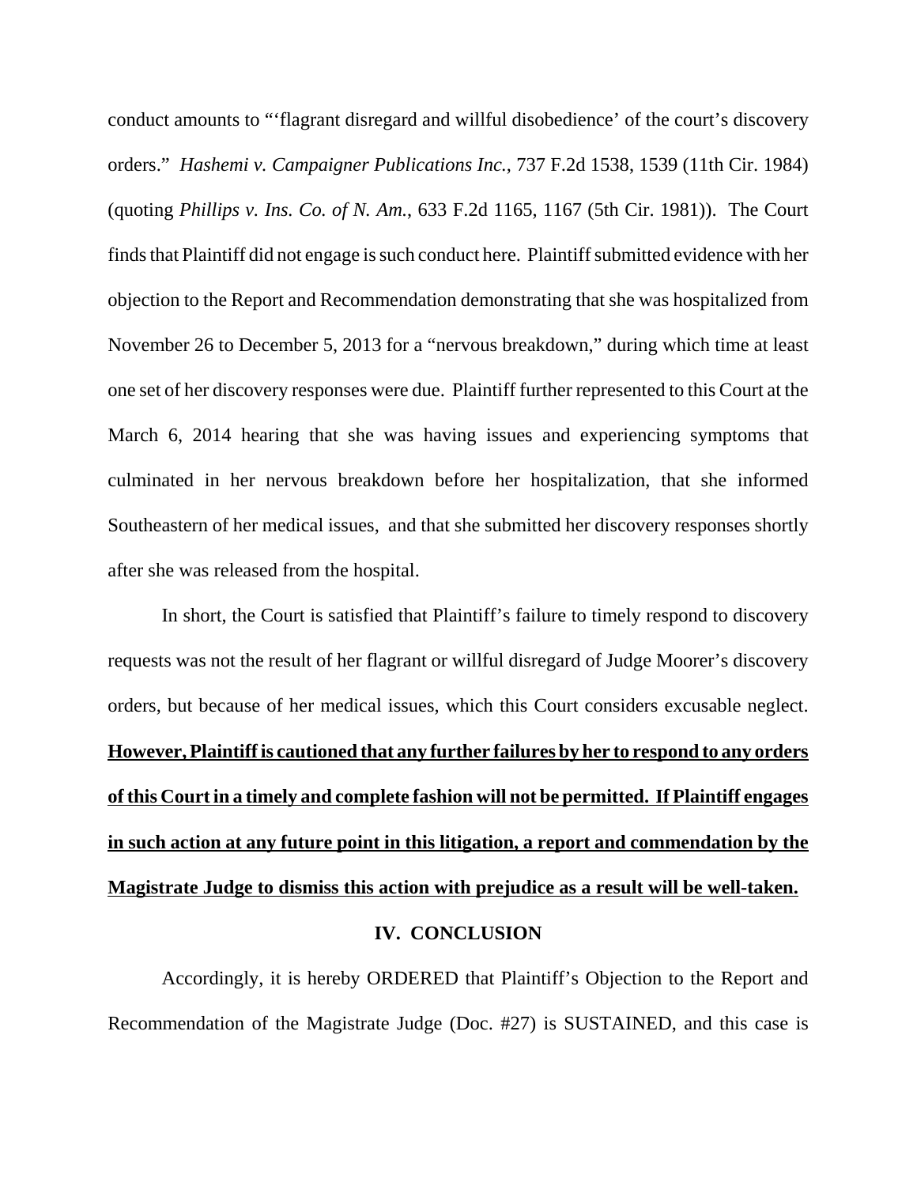conduct amounts to "'flagrant disregard and willful disobedience' of the court's discovery orders." *Hashemi v. Campaigner Publications Inc.*, 737 F.2d 1538, 1539 (11th Cir. 1984) (quoting *Phillips v. Ins. Co. of N. Am.*, 633 F.2d 1165, 1167 (5th Cir. 1981)). The Court finds that Plaintiff did not engage is such conduct here. Plaintiff submitted evidence with her objection to the Report and Recommendation demonstrating that she was hospitalized from November 26 to December 5, 2013 for a "nervous breakdown," during which time at least one set of her discovery responses were due. Plaintiff further represented to this Court at the March 6, 2014 hearing that she was having issues and experiencing symptoms that culminated in her nervous breakdown before her hospitalization, that she informed Southeastern of her medical issues, and that she submitted her discovery responses shortly after she was released from the hospital.

In short, the Court is satisfied that Plaintiff's failure to timely respond to discovery requests was not the result of her flagrant or willful disregard of Judge Moorer's discovery orders, but because of her medical issues, which this Court considers excusable neglect. **<u>However, Plaintiff is cautioned that any further failures by her to respond to any orders of this Court in a timely and complete fashion will not be permitted. If Plaintiff engages in such action at any future point in this litigation, a report and commendation by the Magistrate Judge to dismiss this action with prejudice as a result will be well-taken.</u>**

## IV. CONCLUSION

Accordingly, it is hereby ORDERED that Plaintiff's Objection to the Report and Recommendation of the Magistrate Judge (Doc. #27) is SUSTAINED, and this case is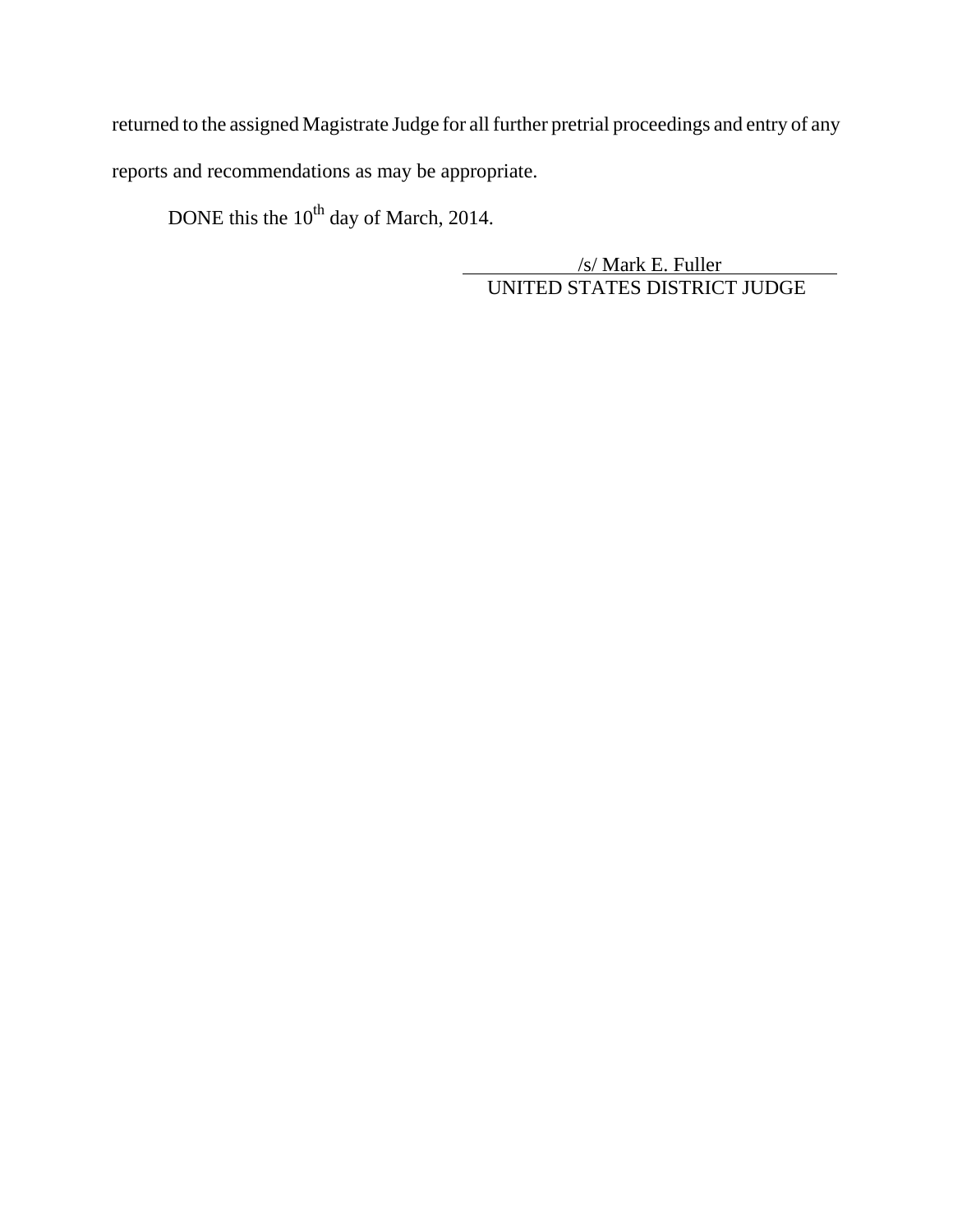returned to the assigned Magistrate Judge for all further pretrial proceedings and entry of any reports and recommendations as may be appropriate.

DONE this the 10th day of March, 2014.

/s/ Mark E. Fuller
UNITED STATES DISTRICT JUDGE